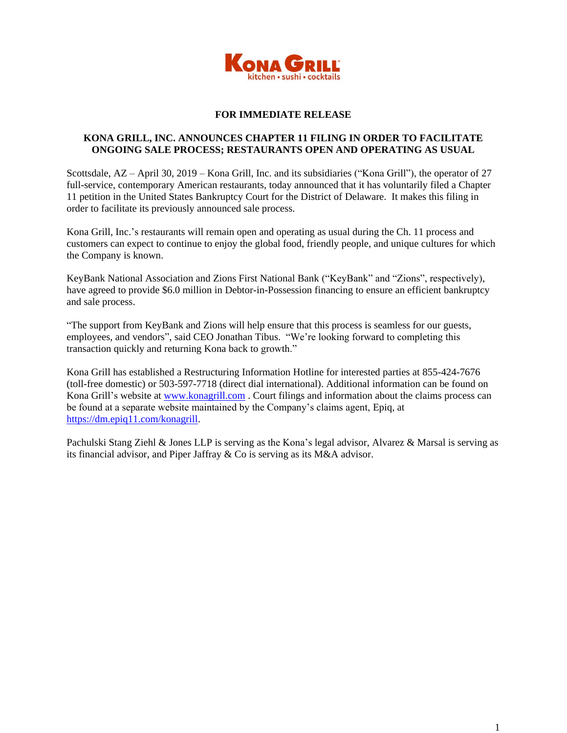**KONA GRILL**
kitchen • sushi • cocktails

**FOR IMMEDIATE RELEASE**

**KONA GRILL, INC. ANNOUNCES CHAPTER 11 FILING IN ORDER TO FACILITATE ONGOING SALE PROCESS; RESTAURANTS OPEN AND OPERATING AS USUAL**

Scottsdale, AZ – April 30, 2019 – Kona Grill, Inc. and its subsidiaries ("Kona Grill"), the operator of 27 full-service, contemporary American restaurants, today announced that it has voluntarily filed a Chapter 11 petition in the United States Bankruptcy Court for the District of Delaware. It makes this filing in order to facilitate its previously announced sale process.

Kona Grill, Inc.'s restaurants will remain open and operating as usual during the Ch. 11 process and customers can expect to continue to enjoy the global food, friendly people, and unique cultures for which the Company is known.

KeyBank National Association and Zions First National Bank ("KeyBank" and "Zions", respectively), have agreed to provide $6.0 million in Debtor-in-Possession financing to ensure an efficient bankruptcy and sale process.

"The support from KeyBank and Zions will help ensure that this process is seamless for our guests, employees, and vendors", said CEO Jonathan Tibus. "We're looking forward to completing this transaction quickly and returning Kona back to growth."

Kona Grill has established a Restructuring Information Hotline for interested parties at 855-424-7676 (toll-free domestic) or 503-597-7718 (direct dial international). Additional information can be found on Kona Grill's website at [www.konagrill.com](http://www.konagrill.com) . Court filings and information about the claims process can be found at a separate website maintained by the Company's claims agent, Epiq, at [https://dm.epiq11.com/konagrill](https://dm.epiq11.com/konagrill).

Pachulski Stang Ziehl & Jones LLP is serving as the Kona's legal advisor, Alvarez & Marsal is serving as its financial advisor, and Piper Jaffray & Co is serving as its M&A advisor.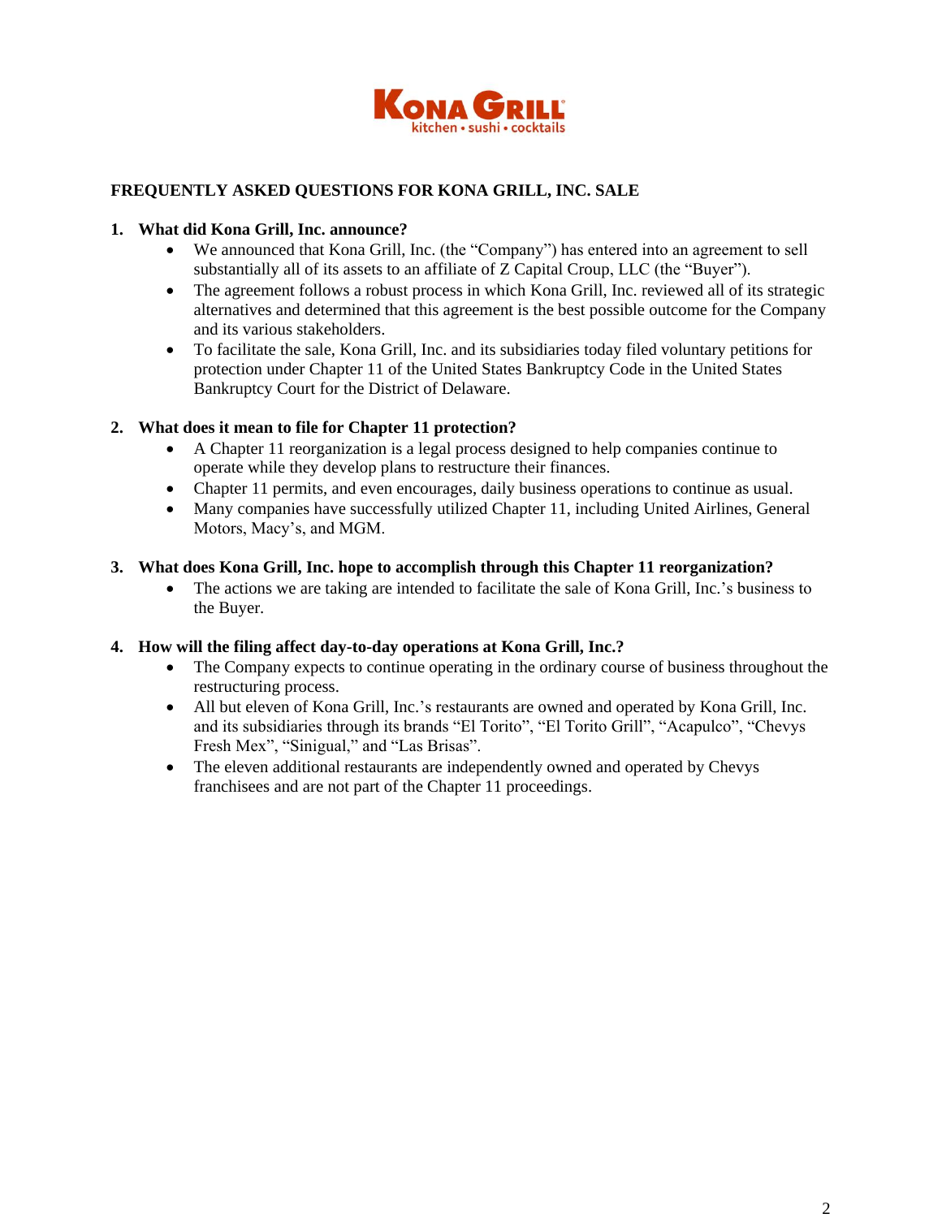KONA GRILL
kitchen • sushi • cocktails

**FREQUENTLY ASKED QUESTIONS FOR KONA GRILL, INC. SALE**

**1. What did Kona Grill, Inc. announce?**

- We announced that Kona Grill, Inc. (the "Company") has entered into an agreement to sell substantially all of its assets to an affiliate of Z Capital Croup, LLC (the "Buyer").
- The agreement follows a robust process in which Kona Grill, Inc. reviewed all of its strategic alternatives and determined that this agreement is the best possible outcome for the Company and its various stakeholders.
- To facilitate the sale, Kona Grill, Inc. and its subsidiaries today filed voluntary petitions for protection under Chapter 11 of the United States Bankruptcy Code in the United States Bankruptcy Court for the District of Delaware.

**2. What does it mean to file for Chapter 11 protection?**

- A Chapter 11 reorganization is a legal process designed to help companies continue to operate while they develop plans to restructure their finances.
- Chapter 11 permits, and even encourages, daily business operations to continue as usual.
- Many companies have successfully utilized Chapter 11, including United Airlines, General Motors, Macy's, and MGM.

**3. What does Kona Grill, Inc. hope to accomplish through this Chapter 11 reorganization?**

- The actions we are taking are intended to facilitate the sale of Kona Grill, Inc.'s business to the Buyer.

**4. How will the filing affect day-to-day operations at Kona Grill, Inc.?**

- The Company expects to continue operating in the ordinary course of business throughout the restructuring process.
- All but eleven of Kona Grill, Inc.'s restaurants are owned and operated by Kona Grill, Inc. and its subsidiaries through its brands "El Torito", "El Torito Grill", "Acapulco", "Chevys Fresh Mex", "Sinigual," and "Las Brisas".
- The eleven additional restaurants are independently owned and operated by Chevys franchisees and are not part of the Chapter 11 proceedings.